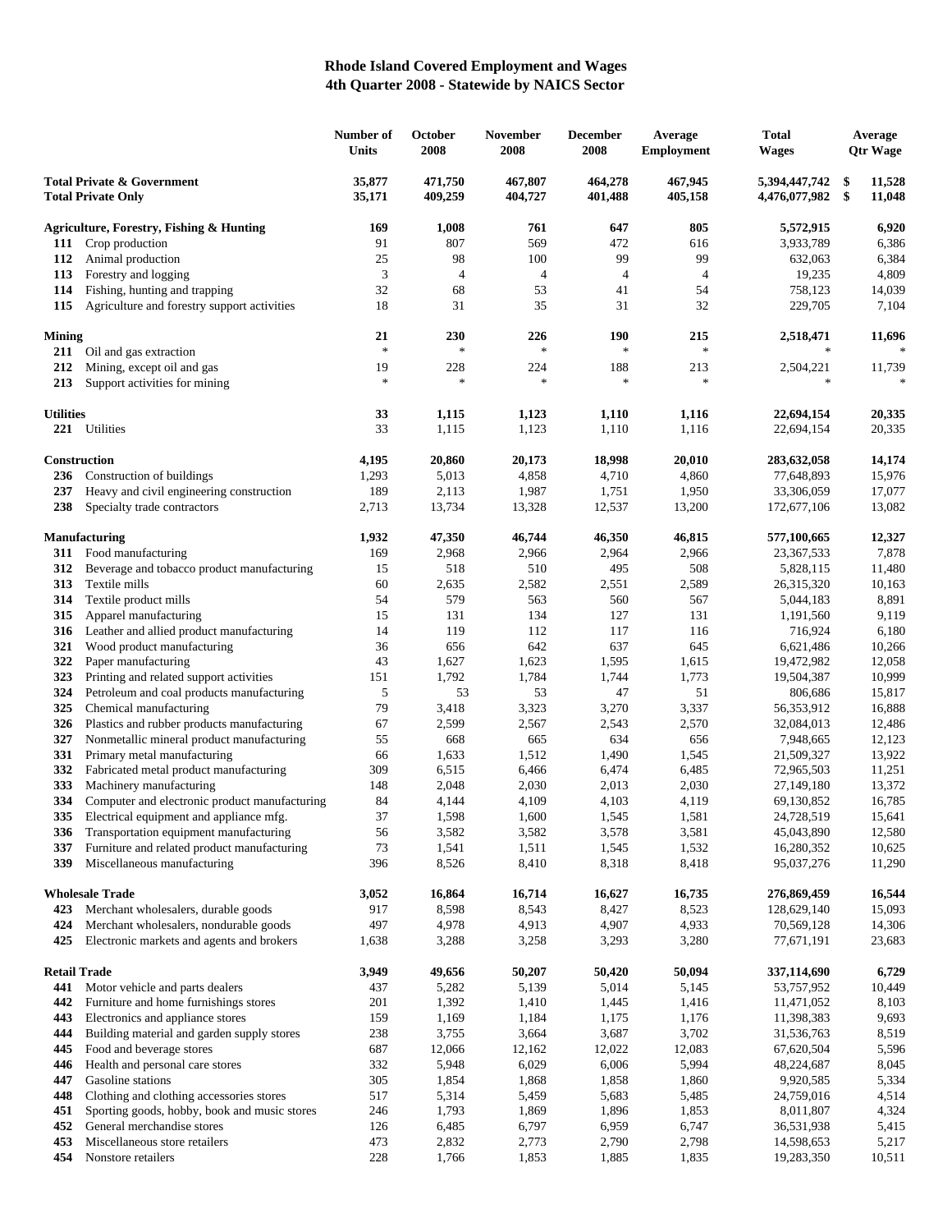# Rhode Island Covered Employment and Wages
## 4th Quarter 2008 - Statewide by NAICS Sector

| | Number of Units | October 2008 | November 2008 | December 2008 | Average Employment | Total Wages | Average Qtr Wage |
|---|---|---|---|---|---|---|---|
| **Total Private & Government** | **35,877** | **471,750** | **467,807** | **464,278** | **467,945** | **5,394,447,742** | **$ 11,528** |
| **Total Private Only** | **35,171** | **409,259** | **404,727** | **401,488** | **405,158** | **4,476,077,982** | **$ 11,048** |
| **Agriculture, Forestry, Fishing & Hunting** | **169** | **1,008** | **761** | **647** | **805** | **5,572,915** | **6,920** |
| **111** Crop production | 91 | 807 | 569 | 472 | 616 | 3,933,789 | 6,386 |
| **112** Animal production | 25 | 98 | 100 | 99 | 99 | 632,063 | 6,384 |
| **113** Forestry and logging | 3 | 4 | 4 | 4 | 4 | 19,235 | 4,809 |
| **114** Fishing, hunting and trapping | 32 | 68 | 53 | 41 | 54 | 758,123 | 14,039 |
| **115** Agriculture and forestry support activities | 18 | 31 | 35 | 31 | 32 | 229,705 | 7,104 |
| **Mining** | **21** | **230** | **226** | **190** | **215** | **2,518,471** | **11,696** |
| **211** Oil and gas extraction | * | * | * | * | * | * | * |
| **212** Mining, except oil and gas | 19 | 228 | 224 | 188 | 213 | 2,504,221 | 11,739 |
| **213** Support activities for mining | * | * | * | * | * | * | * |
| **Utilities** | **33** | **1,115** | **1,123** | **1,110** | **1,116** | **22,694,154** | **20,335** |
| **221** Utilities | 33 | 1,115 | 1,123 | 1,110 | 1,116 | 22,694,154 | 20,335 |
| **Construction** | **4,195** | **20,860** | **20,173** | **18,998** | **20,010** | **283,632,058** | **14,174** |
| **236** Construction of buildings | 1,293 | 5,013 | 4,858 | 4,710 | 4,860 | 77,648,893 | 15,976 |
| **237** Heavy and civil engineering construction | 189 | 2,113 | 1,987 | 1,751 | 1,950 | 33,306,059 | 17,077 |
| **238** Specialty trade contractors | 2,713 | 13,734 | 13,328 | 12,537 | 13,200 | 172,677,106 | 13,082 |
| **Manufacturing** | **1,932** | **47,350** | **46,744** | **46,350** | **46,815** | **577,100,665** | **12,327** |
| **311** Food manufacturing | 169 | 2,968 | 2,966 | 2,964 | 2,966 | 23,367,533 | 7,878 |
| **312** Beverage and tobacco product manufacturing | 15 | 518 | 510 | 495 | 508 | 5,828,115 | 11,480 |
| **313** Textile mills | 60 | 2,635 | 2,582 | 2,551 | 2,589 | 26,315,320 | 10,163 |
| **314** Textile product mills | 54 | 579 | 563 | 560 | 567 | 5,044,183 | 8,891 |
| **315** Apparel manufacturing | 15 | 131 | 134 | 127 | 131 | 1,191,560 | 9,119 |
| **316** Leather and allied product manufacturing | 14 | 119 | 112 | 117 | 116 | 716,924 | 6,180 |
| **321** Wood product manufacturing | 36 | 656 | 642 | 637 | 645 | 6,621,486 | 10,266 |
| **322** Paper manufacturing | 43 | 1,627 | 1,623 | 1,595 | 1,615 | 19,472,982 | 12,058 |
| **323** Printing and related support activities | 151 | 1,792 | 1,784 | 1,744 | 1,773 | 19,504,387 | 10,999 |
| **324** Petroleum and coal products manufacturing | 5 | 53 | 53 | 47 | 51 | 806,686 | 15,817 |
| **325** Chemical manufacturing | 79 | 3,418 | 3,323 | 3,270 | 3,337 | 56,353,912 | 16,888 |
| **326** Plastics and rubber products manufacturing | 67 | 2,599 | 2,567 | 2,543 | 2,570 | 32,084,013 | 12,486 |
| **327** Nonmetallic mineral product manufacturing | 55 | 668 | 665 | 634 | 656 | 7,948,665 | 12,123 |
| **331** Primary metal manufacturing | 66 | 1,633 | 1,512 | 1,490 | 1,545 | 21,509,327 | 13,922 |
| **332** Fabricated metal product manufacturing | 309 | 6,515 | 6,466 | 6,474 | 6,485 | 72,965,503 | 11,251 |
| **333** Machinery manufacturing | 148 | 2,048 | 2,030 | 2,013 | 2,030 | 27,149,180 | 13,372 |
| **334** Computer and electronic product manufacturing | 84 | 4,144 | 4,109 | 4,103 | 4,119 | 69,130,852 | 16,785 |
| **335** Electrical equipment and appliance mfg. | 37 | 1,598 | 1,600 | 1,545 | 1,581 | 24,728,519 | 15,641 |
| **336** Transportation equipment manufacturing | 56 | 3,582 | 3,582 | 3,578 | 3,581 | 45,043,890 | 12,580 |
| **337** Furniture and related product manufacturing | 73 | 1,541 | 1,511 | 1,545 | 1,532 | 16,280,352 | 10,625 |
| **339** Miscellaneous manufacturing | 396 | 8,526 | 8,410 | 8,318 | 8,418 | 95,037,276 | 11,290 |
| **Wholesale Trade** | **3,052** | **16,864** | **16,714** | **16,627** | **16,735** | **276,869,459** | **16,544** |
| **423** Merchant wholesalers, durable goods | 917 | 8,598 | 8,543 | 8,427 | 8,523 | 128,629,140 | 15,093 |
| **424** Merchant wholesalers, nondurable goods | 497 | 4,978 | 4,913 | 4,907 | 4,933 | 70,569,128 | 14,306 |
| **425** Electronic markets and agents and brokers | 1,638 | 3,288 | 3,258 | 3,293 | 3,280 | 77,671,191 | 23,683 |
| **Retail Trade** | **3,949** | **49,656** | **50,207** | **50,420** | **50,094** | **337,114,690** | **6,729** |
| **441** Motor vehicle and parts dealers | 437 | 5,282 | 5,139 | 5,014 | 5,145 | 53,757,952 | 10,449 |
| **442** Furniture and home furnishings stores | 201 | 1,392 | 1,410 | 1,445 | 1,416 | 11,471,052 | 8,103 |
| **443** Electronics and appliance stores | 159 | 1,169 | 1,184 | 1,175 | 1,176 | 11,398,383 | 9,693 |
| **444** Building material and garden supply stores | 238 | 3,755 | 3,664 | 3,687 | 3,702 | 31,536,763 | 8,519 |
| **445** Food and beverage stores | 687 | 12,066 | 12,162 | 12,022 | 12,083 | 67,620,504 | 5,596 |
| **446** Health and personal care stores | 332 | 5,948 | 6,029 | 6,006 | 5,994 | 48,224,687 | 8,045 |
| **447** Gasoline stations | 305 | 1,854 | 1,868 | 1,858 | 1,860 | 9,920,585 | 5,334 |
| **448** Clothing and clothing accessories stores | 517 | 5,314 | 5,459 | 5,683 | 5,485 | 24,759,016 | 4,514 |
| **451** Sporting goods, hobby, book and music stores | 246 | 1,793 | 1,869 | 1,896 | 1,853 | 8,011,807 | 4,324 |
| **452** General merchandise stores | 126 | 6,485 | 6,797 | 6,959 | 6,747 | 36,531,938 | 5,415 |
| **453** Miscellaneous store retailers | 473 | 2,832 | 2,773 | 2,790 | 2,798 | 14,598,653 | 5,217 |
| **454** Nonstore retailers | 228 | 1,766 | 1,853 | 1,885 | 1,835 | 19,283,350 | 10,511 |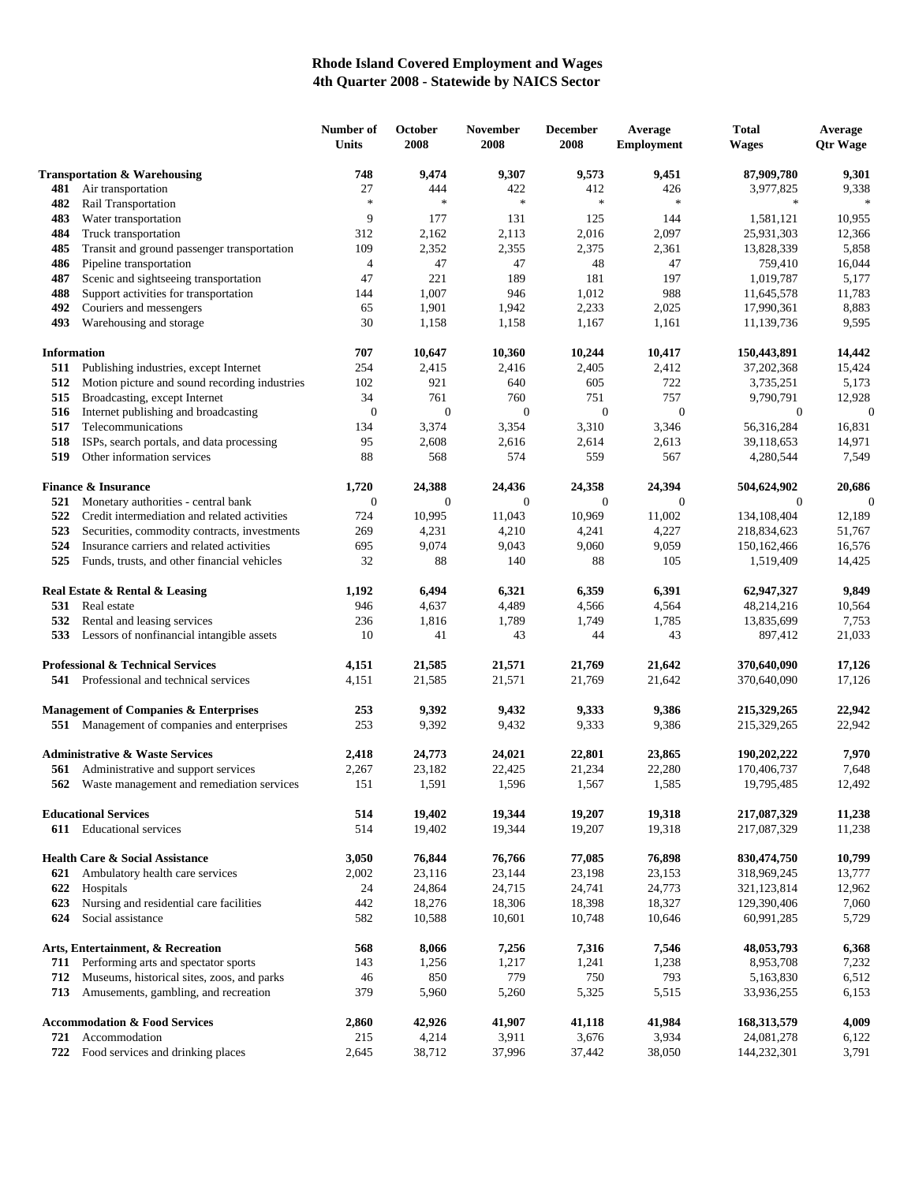# Rhode Island Covered Employment and Wages
## 4th Quarter 2008 - Statewide by NAICS Sector

| | | Number of Units | October 2008 | November 2008 | December 2008 | Average Employment | Total Wages | Average Qtr Wage |
|---|---|---|---|---|---|---|---|---|
| **Transportation & Warehousing** | | **748** | **9,474** | **9,307** | **9,573** | **9,451** | **87,909,780** | **9,301** |
| 481 | Air transportation | 27 | 444 | 422 | 412 | 426 | 3,977,825 | 9,338 |
| 482 | Rail Transportation | * | * | * | * | * | * | * |
| 483 | Water transportation | 9 | 177 | 131 | 125 | 144 | 1,581,121 | 10,955 |
| 484 | Truck transportation | 312 | 2,162 | 2,113 | 2,016 | 2,097 | 25,931,303 | 12,366 |
| 485 | Transit and ground passenger transportation | 109 | 2,352 | 2,355 | 2,375 | 2,361 | 13,828,339 | 5,858 |
| 486 | Pipeline transportation | 4 | 47 | 47 | 48 | 47 | 759,410 | 16,044 |
| 487 | Scenic and sightseeing transportation | 47 | 221 | 189 | 181 | 197 | 1,019,787 | 5,177 |
| 488 | Support activities for transportation | 144 | 1,007 | 946 | 1,012 | 988 | 11,645,578 | 11,783 |
| 492 | Couriers and messengers | 65 | 1,901 | 1,942 | 2,233 | 2,025 | 17,990,361 | 8,883 |
| 493 | Warehousing and storage | 30 | 1,158 | 1,158 | 1,167 | 1,161 | 11,139,736 | 9,595 |
| **Information** | | **707** | **10,647** | **10,360** | **10,244** | **10,417** | **150,443,891** | **14,442** |
| 511 | Publishing industries, except Internet | 254 | 2,415 | 2,416 | 2,405 | 2,412 | 37,202,368 | 15,424 |
| 512 | Motion picture and sound recording industries | 102 | 921 | 640 | 605 | 722 | 3,735,251 | 5,173 |
| 515 | Broadcasting, except Internet | 34 | 761 | 760 | 751 | 757 | 9,790,791 | 12,928 |
| 516 | Internet publishing and broadcasting | 0 | 0 | 0 | 0 | 0 | 0 | 0 |
| 517 | Telecommunications | 134 | 3,374 | 3,354 | 3,310 | 3,346 | 56,316,284 | 16,831 |
| 518 | ISPs, search portals, and data processing | 95 | 2,608 | 2,616 | 2,614 | 2,613 | 39,118,653 | 14,971 |
| 519 | Other information services | 88 | 568 | 574 | 559 | 567 | 4,280,544 | 7,549 |
| **Finance & Insurance** | | **1,720** | **24,388** | **24,436** | **24,358** | **24,394** | **504,624,902** | **20,686** |
| 521 | Monetary authorities - central bank | 0 | 0 | 0 | 0 | 0 | 0 | 0 |
| 522 | Credit intermediation and related activities | 724 | 10,995 | 11,043 | 10,969 | 11,002 | 134,108,404 | 12,189 |
| 523 | Securities, commodity contracts, investments | 269 | 4,231 | 4,210 | 4,241 | 4,227 | 218,834,623 | 51,767 |
| 524 | Insurance carriers and related activities | 695 | 9,074 | 9,043 | 9,060 | 9,059 | 150,162,466 | 16,576 |
| 525 | Funds, trusts, and other financial vehicles | 32 | 88 | 140 | 88 | 105 | 1,519,409 | 14,425 |
| **Real Estate & Rental & Leasing** | | **1,192** | **6,494** | **6,321** | **6,359** | **6,391** | **62,947,327** | **9,849** |
| 531 | Real estate | 946 | 4,637 | 4,489 | 4,566 | 4,564 | 48,214,216 | 10,564 |
| 532 | Rental and leasing services | 236 | 1,816 | 1,789 | 1,749 | 1,785 | 13,835,699 | 7,753 |
| 533 | Lessors of nonfinancial intangible assets | 10 | 41 | 43 | 44 | 43 | 897,412 | 21,033 |
| **Professional & Technical Services** | | **4,151** | **21,585** | **21,571** | **21,769** | **21,642** | **370,640,090** | **17,126** |
| 541 | Professional and technical services | 4,151 | 21,585 | 21,571 | 21,769 | 21,642 | 370,640,090 | 17,126 |
| **Management of Companies & Enterprises** | | **253** | **9,392** | **9,432** | **9,333** | **9,386** | **215,329,265** | **22,942** |
| 551 | Management of companies and enterprises | 253 | 9,392 | 9,432 | 9,333 | 9,386 | 215,329,265 | 22,942 |
| **Administrative & Waste Services** | | **2,418** | **24,773** | **24,021** | **22,801** | **23,865** | **190,202,222** | **7,970** |
| 561 | Administrative and support services | 2,267 | 23,182 | 22,425 | 21,234 | 22,280 | 170,406,737 | 7,648 |
| 562 | Waste management and remediation services | 151 | 1,591 | 1,596 | 1,567 | 1,585 | 19,795,485 | 12,492 |
| **Educational Services** | | **514** | **19,402** | **19,344** | **19,207** | **19,318** | **217,087,329** | **11,238** |
| 611 | Educational services | 514 | 19,402 | 19,344 | 19,207 | 19,318 | 217,087,329 | 11,238 |
| **Health Care & Social Assistance** | | **3,050** | **76,844** | **76,766** | **77,085** | **76,898** | **830,474,750** | **10,799** |
| 621 | Ambulatory health care services | 2,002 | 23,116 | 23,144 | 23,198 | 23,153 | 318,969,245 | 13,777 |
| 622 | Hospitals | 24 | 24,864 | 24,715 | 24,741 | 24,773 | 321,123,814 | 12,962 |
| 623 | Nursing and residential care facilities | 442 | 18,276 | 18,306 | 18,398 | 18,327 | 129,390,406 | 7,060 |
| 624 | Social assistance | 582 | 10,588 | 10,601 | 10,748 | 10,646 | 60,991,285 | 5,729 |
| **Arts, Entertainment, & Recreation** | | **568** | **8,066** | **7,256** | **7,316** | **7,546** | **48,053,793** | **6,368** |
| 711 | Performing arts and spectator sports | 143 | 1,256 | 1,217 | 1,241 | 1,238 | 8,953,708 | 7,232 |
| 712 | Museums, historical sites, zoos, and parks | 46 | 850 | 779 | 750 | 793 | 5,163,830 | 6,512 |
| 713 | Amusements, gambling, and recreation | 379 | 5,960 | 5,260 | 5,325 | 5,515 | 33,936,255 | 6,153 |
| **Accommodation & Food Services** | | **2,860** | **42,926** | **41,907** | **41,118** | **41,984** | **168,313,579** | **4,009** |
| 721 | Accommodation | 215 | 4,214 | 3,911 | 3,676 | 3,934 | 24,081,278 | 6,122 |
| 722 | Food services and drinking places | 2,645 | 38,712 | 37,996 | 37,442 | 38,050 | 144,232,301 | 3,791 |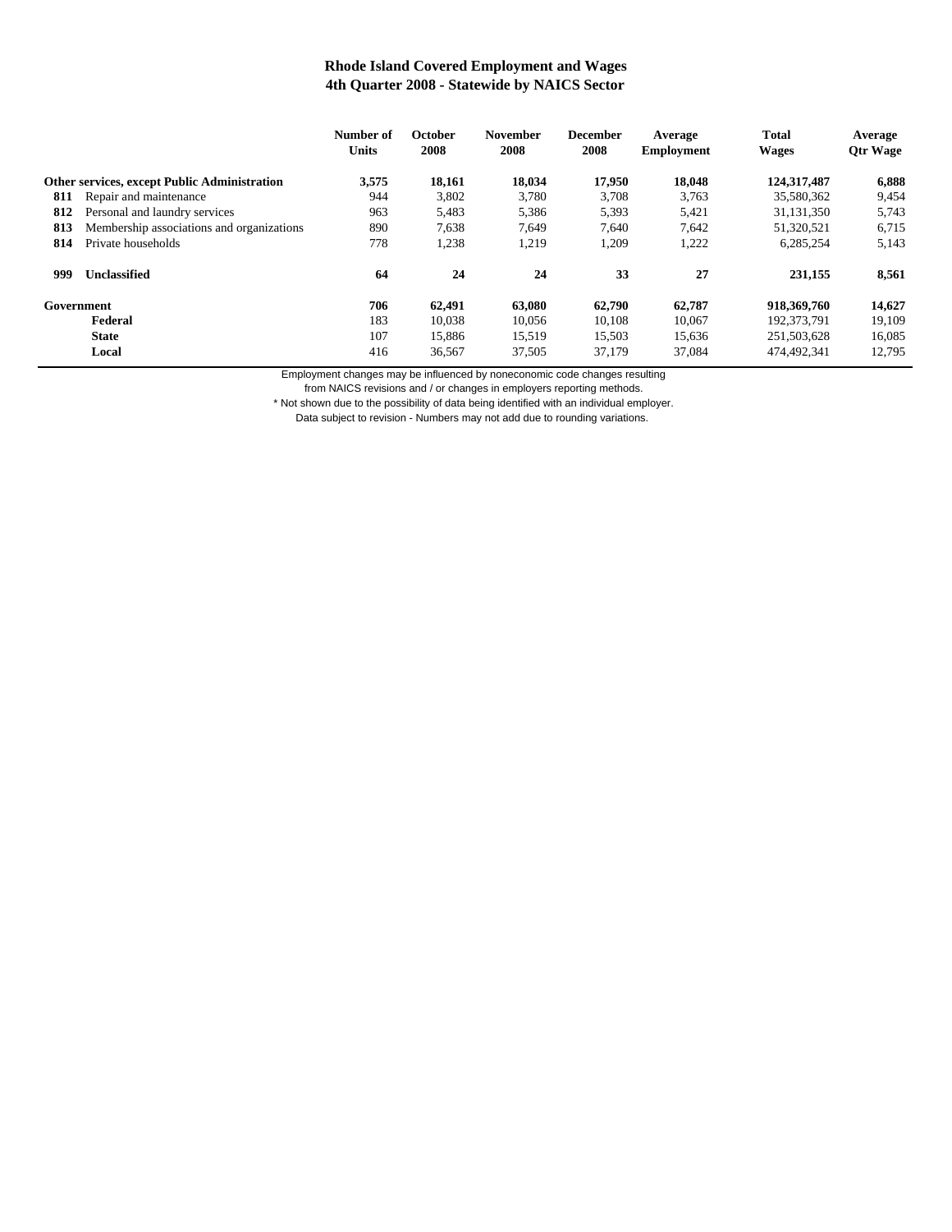# Rhode Island Covered Employment and Wages
## 4th Quarter 2008 - Statewide by NAICS Sector

| | | Number of Units | October 2008 | November 2008 | December 2008 | Average Employment | Total Wages | Average Qtr Wage |
|---|---|---|---|---|---|---|---|---|
| **Other services, except Public Administration** | | **3,575** | **18,161** | **18,034** | **17,950** | **18,048** | **124,317,487** | **6,888** |
| **811** | Repair and maintenance | 944 | 3,802 | 3,780 | 3,708 | 3,763 | 35,580,362 | 9,454 |
| **812** | Personal and laundry services | 963 | 5,483 | 5,386 | 5,393 | 5,421 | 31,131,350 | 5,743 |
| **813** | Membership associations and organizations | 890 | 7,638 | 7,649 | 7,640 | 7,642 | 51,320,521 | 6,715 |
| **814** | Private households | 778 | 1,238 | 1,219 | 1,209 | 1,222 | 6,285,254 | 5,143 |
| **999** | **Unclassified** | **64** | **24** | **24** | **33** | **27** | **231,155** | **8,561** |
| **Government** | | **706** | **62,491** | **63,080** | **62,790** | **62,787** | **918,369,760** | **14,627** |
| | **Federal** | 183 | 10,038 | 10,056 | 10,108 | 10,067 | 192,373,791 | 19,109 |
| | **State** | 107 | 15,886 | 15,519 | 15,503 | 15,636 | 251,503,628 | 16,085 |
| | **Local** | 416 | 36,567 | 37,505 | 37,179 | 37,084 | 474,492,341 | 12,795 |

Employment changes may be influenced by noneconomic code changes resulting from NAICS revisions and / or changes in employers reporting methods.

* Not shown due to the possibility of data being identified with an individual employer.

Data subject to revision - Numbers may not add due to rounding variations.